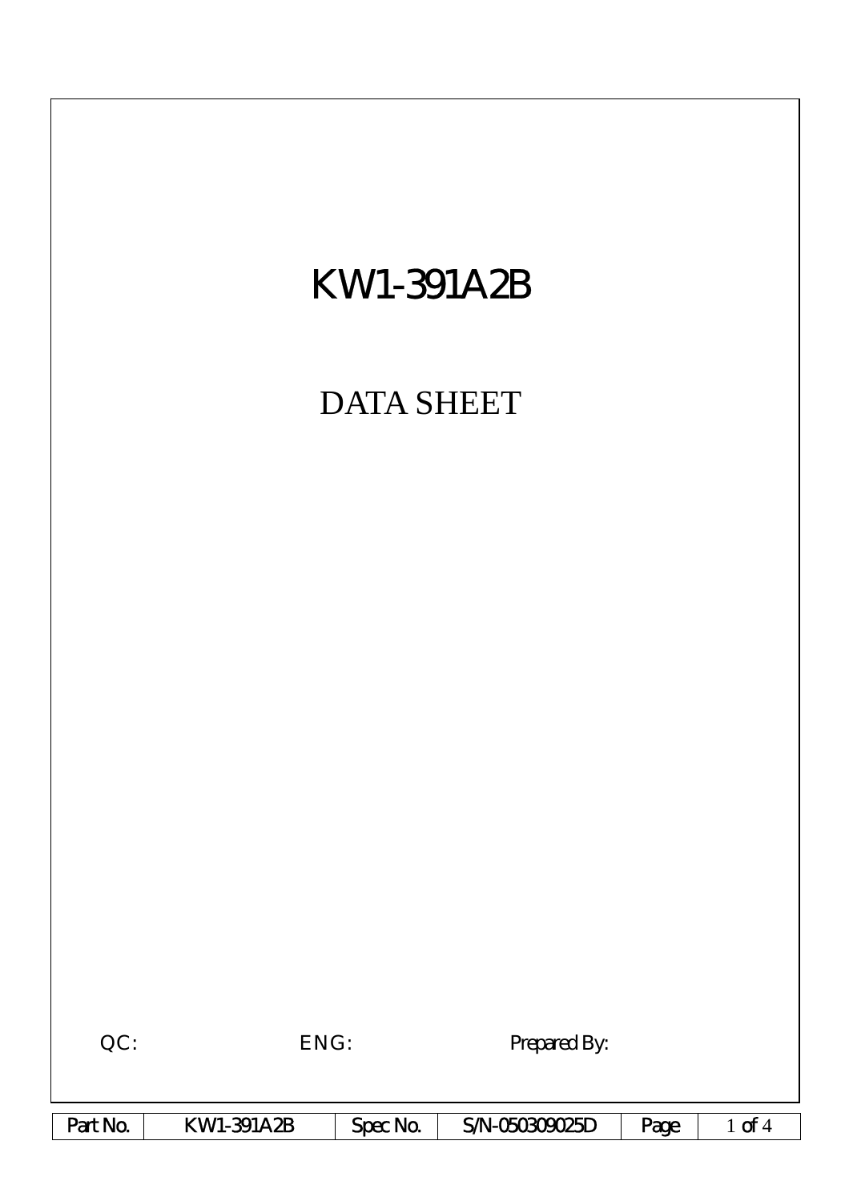# KW1-391A2B

## DATA SHEET

QC: ENG: Prepared By: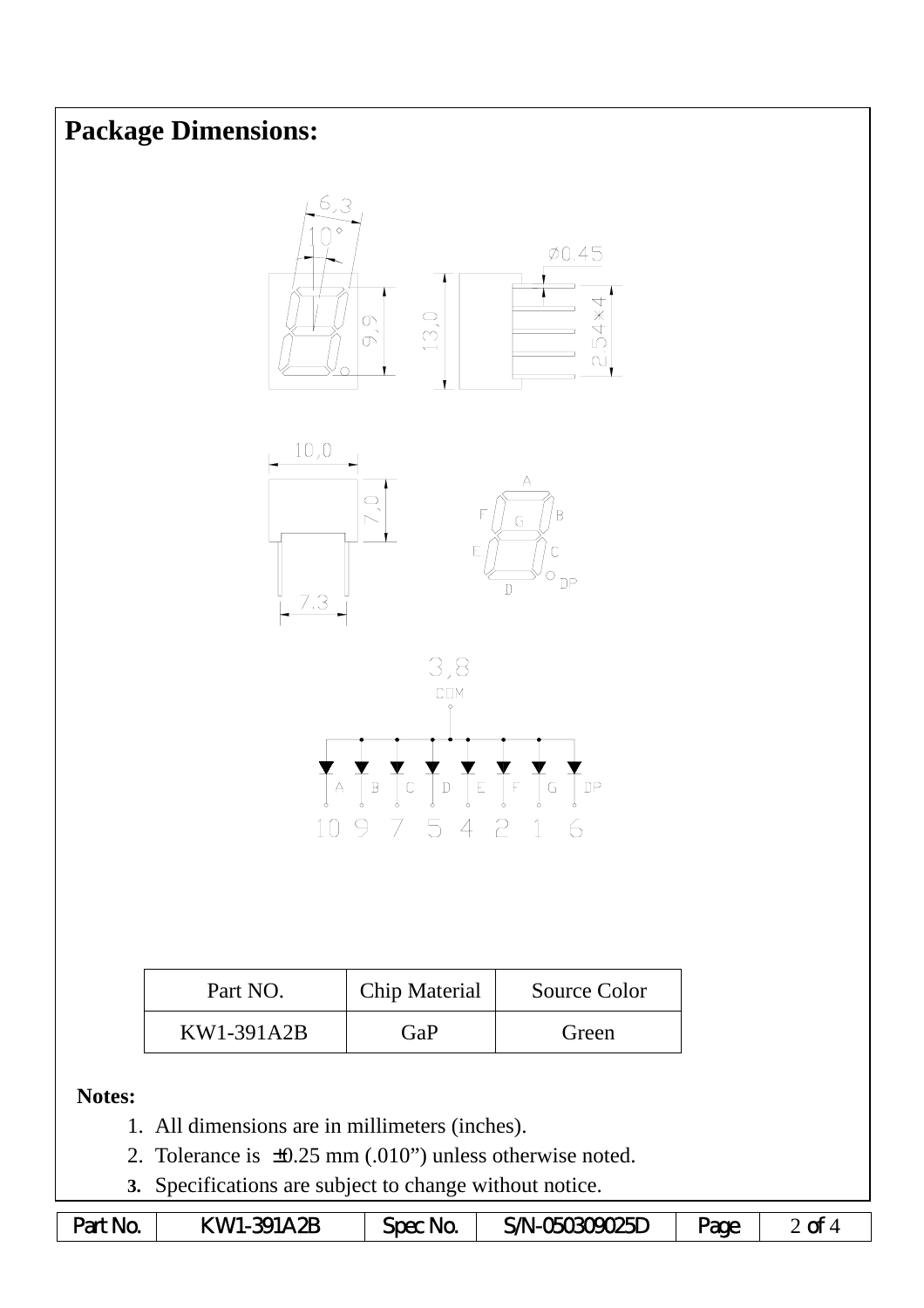# Package Dimensions:

| Part NO. | Chip Material | Source Color |
| --- | --- | --- |
| KW1-391A2B | GaP | Green |

**Notes:**

1. All dimensions are in millimeters (inches).
2. Tolerance is ±0.25 mm (.010") unless otherwise noted.
3. Specifications are subject to change without notice.

| Part No. | KW1-391A2B | Spec No. | S/N-050309025D | Page | 2 of 4 |
| --- | --- | --- | --- | --- | --- |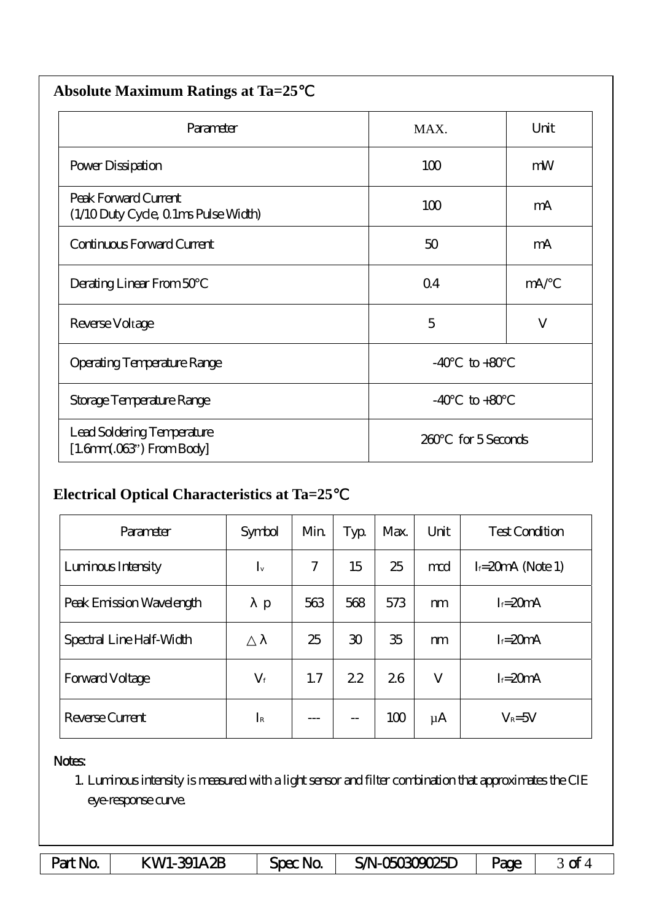## Absolute Maximum Ratings at Ta=25℃

| Parameter | MAX. | Unit |
|---|---|---|
| Power Dissipation | 100 | mW |
| Peak Forward Current (1/10 Duty Cycle, 0.1ms Pulse Width) | 100 | mA |
| Continuous Forward Current | 50 | mA |
| Derating Linear From 50°C | 0.4 | mA/°C |
| Reverse Voltage | 5 | V |
| Operating Temperature Range | -40°C to +80°C | |
| Storage Temperature Range | -40°C to +80°C | |
| Lead Soldering Temperature [1.6mm(.063") From Body] | 260°C for 5 Seconds | |

## Electrical Optical Characteristics at Ta=25℃

| Parameter | Symbol | Min. | Typ. | Max. | Unit | Test Condition |
|---|---|---|---|---|---|---|
| Luminous Intensity | $I_v$ | 7 | 15 | 25 | mcd | $I_f$=20mA (Note 1) |
| Peak Emission Wavelength | $\lambda p$ | 563 | 568 | 573 | nm | $I_f$=20mA |
| Spectral Line Half-Width | $\triangle\lambda$ | 25 | 30 | 35 | nm | $I_f$=20mA |
| Forward Voltage | $V_f$ | 1.7 | 2.2 | 2.6 | V | $I_f$=20mA |
| Reverse Current | $I_R$ | --- | -- | 100 | μA | $V_R$=5V |

Notes:

1. Luminous intensity is measured with a light sensor and filter combination that approximates the CIE eye-response curve.

| Part No. | KW1-391A2B | Spec No. | S/N-050309025D | Page | 3 of 4 |
|---|---|---|---|---|---|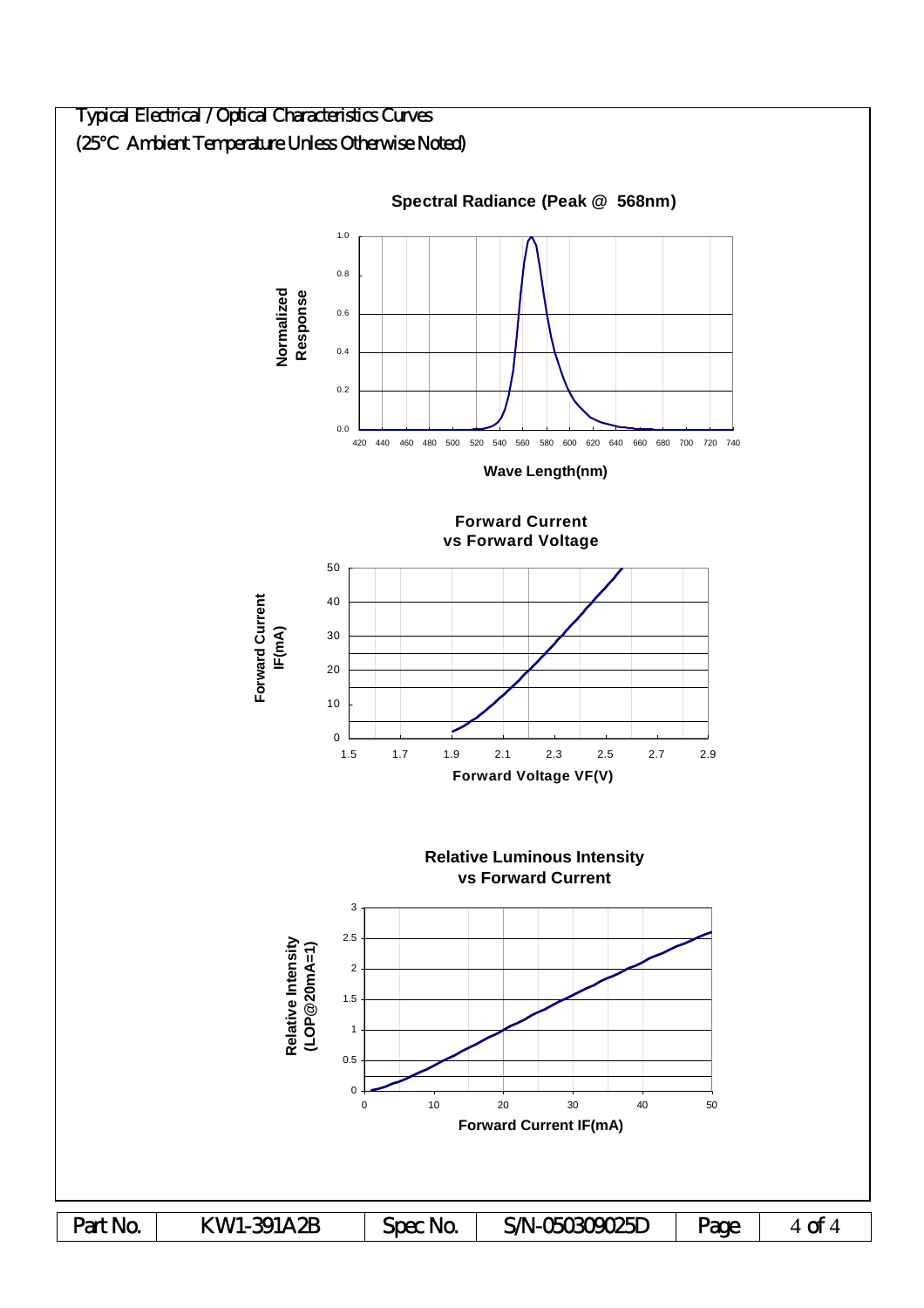Typical Electrical / Optical Characteristics Curves
(25°C Ambient Temperature Unless Otherwise Noted)

**Spectral Radiance (Peak @ 568nm)**

Normalized Response

1.0
0.8
0.6
0.4
0.2
0.0

420 440 460 480 500 520 540 560 580 600 620 640 660 680 700 720 740

Wave Length(nm)

**Forward Current vs Forward Voltage**

Forward Current IF(mA)

50
40
30
20
10
0

1.5 1.7 1.9 2.1 2.3 2.5 2.7 2.9

Forward Voltage VF(V)

**Relative Luminous Intensity vs Forward Current**

Relative Intensity (LOP@20mA=1)

3
2.5
2
1.5
1
0.5
0

0 10 20 30 40 50

Forward Current IF(mA)

| Part No. | KW1-391A2B | Spec No. | S/N-050309025D | Page | 4 of 4 |
|---|---|---|---|---|---|